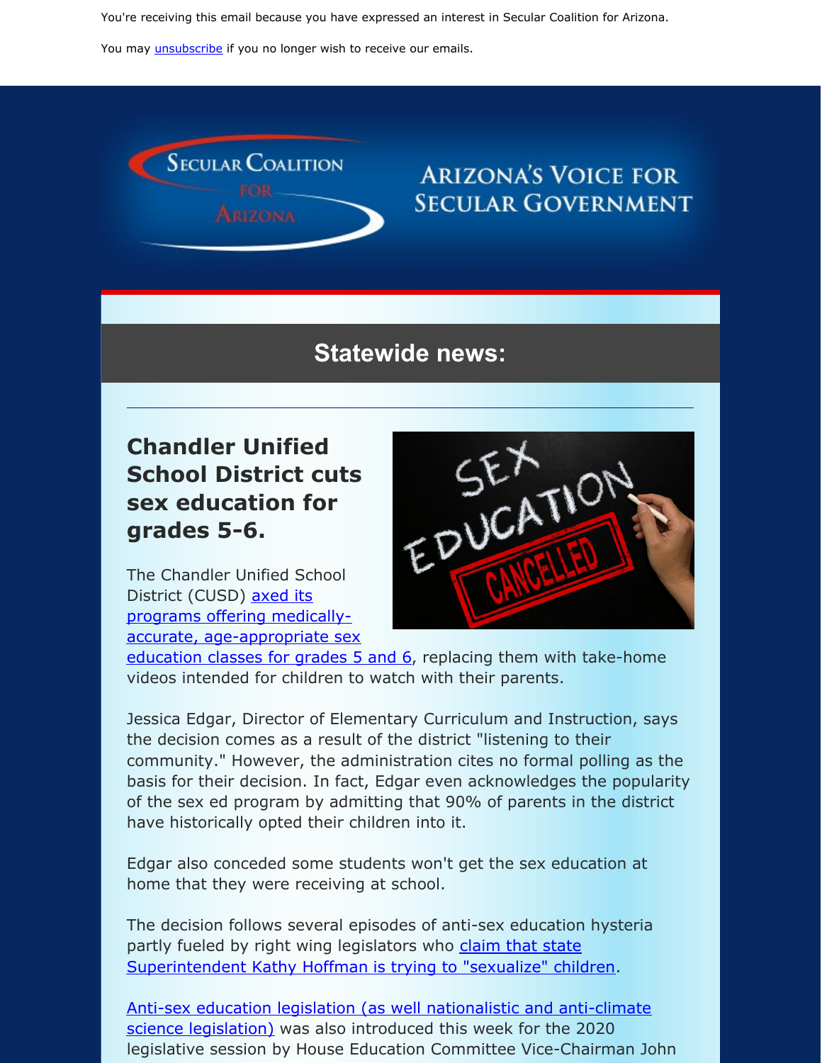You're receiving this email because you have expressed an interest in Secular Coalition for Arizona.

You may unsubscribe if you no longer wish to receive our emails.

## Statewide news:

---

### Chandler Unified School District cuts sex education for grades 5-6.

The Chandler Unified School District (CUSD) axed its programs offering medically-accurate, age-appropriate sex education classes for grades 5 and 6, replacing them with take-home videos intended for children to watch with their parents.

Jessica Edgar, Director of Elementary Curriculum and Instruction, says the decision comes as a result of the district "listening to their community." However, the administration cites no formal polling as the basis for their decision. In fact, Edgar even acknowledges the popularity of the sex ed program by admitting that 90% of parents in the district have historically opted their children into it.

Edgar also conceded some students won't get the sex education at home that they were receiving at school.

The decision follows several episodes of anti-sex education hysteria partly fueled by right wing legislators who claim that state Superintendent Kathy Hoffman is trying to "sexualize" children.

Anti-sex education legislation (as well nationalistic and anti-climate science legislation) was also introduced this week for the 2020 legislative session by House Education Committee Vice-Chairman John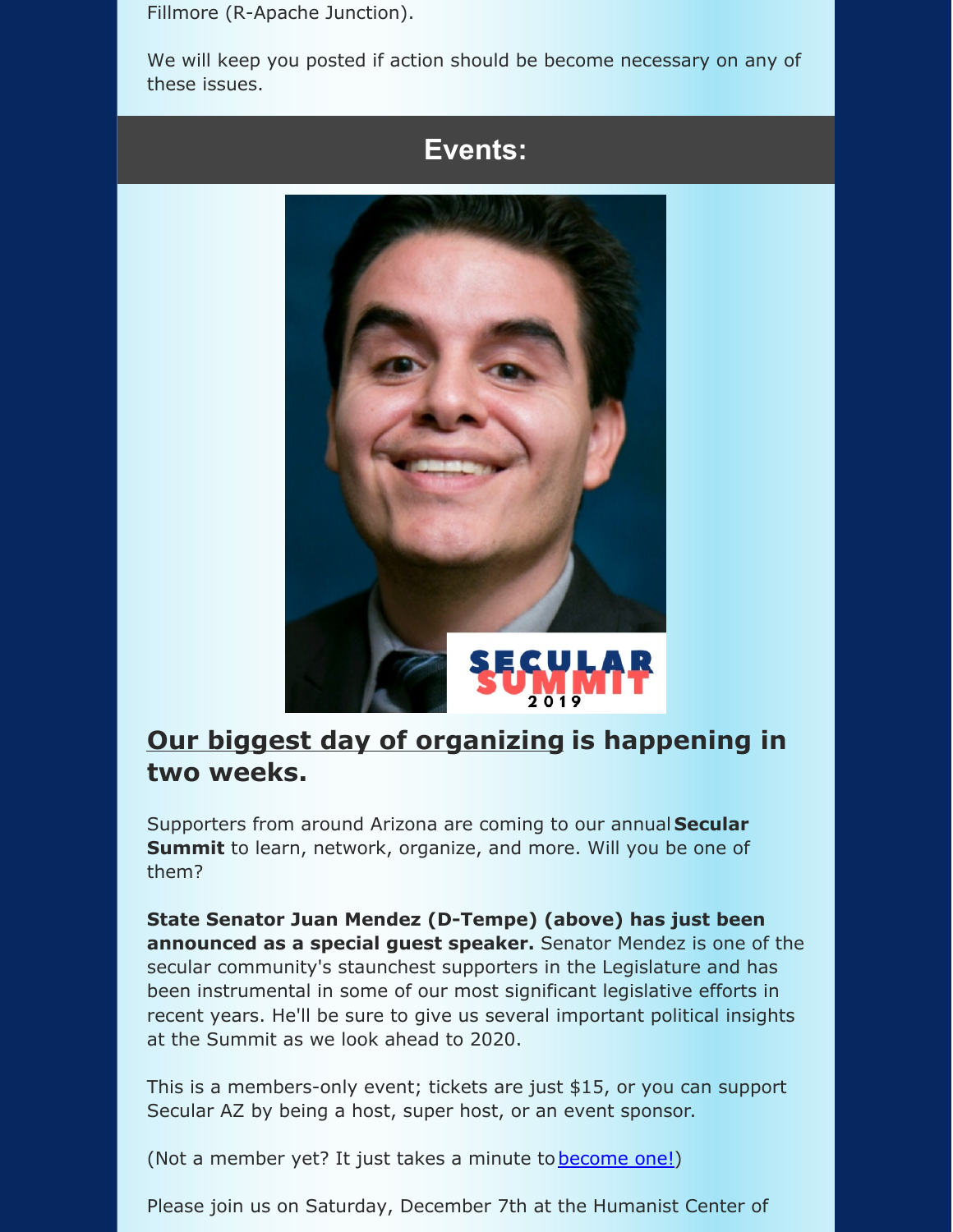Fillmore (R-Apache Junction).

We will keep you posted if action should be become necessary on any of these issues.

## Events:

## Our biggest day of organizing is happening in two weeks.

Supporters from around Arizona are coming to our annual **Secular Summit** to learn, network, organize, and more. Will you be one of them?

**State Senator Juan Mendez (D-Tempe) (above) has just been announced as a special guest speaker.** Senator Mendez is one of the secular community's staunchest supporters in the Legislature and has been instrumental in some of our most significant legislative efforts in recent years. He'll be sure to give us several important political insights at the Summit as we look ahead to 2020.

This is a members-only event; tickets are just $15, or you can support Secular AZ by being a host, super host, or an event sponsor.

(Not a member yet? It just takes a minute to become one!)

Please join us on Saturday, December 7th at the Humanist Center of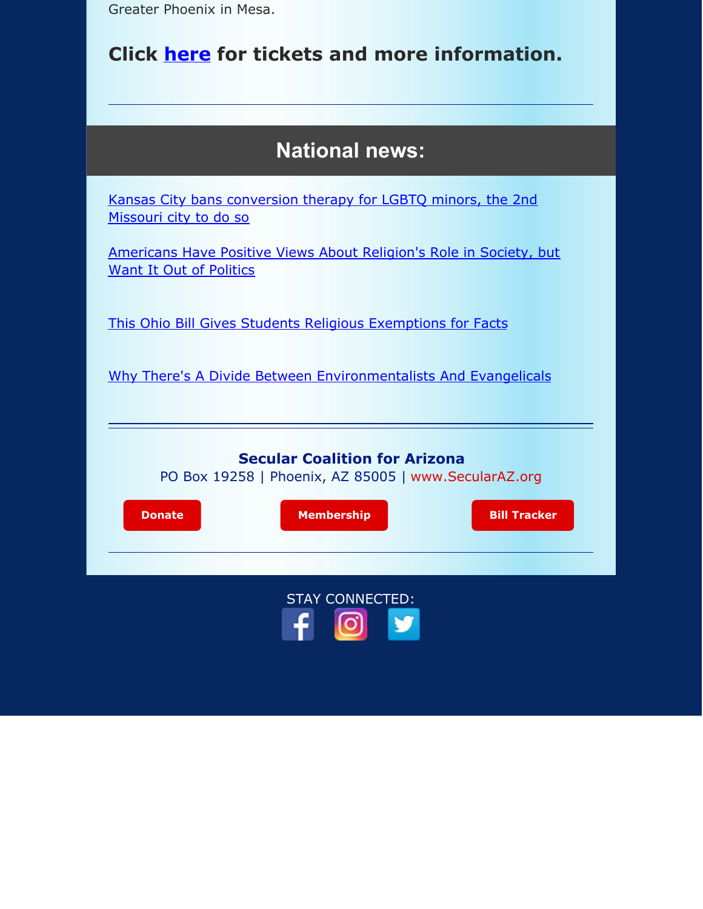Greater Phoenix in Mesa.

**Click here for tickets and more information.**

---

## National news:

Kansas City bans conversion therapy for LGBTQ minors, the 2nd Missouri city to do so

Americans Have Positive Views About Religion's Role in Society, but Want It Out of Politics

This Ohio Bill Gives Students Religious Exemptions for Facts

Why There's A Divide Between Environmentalists And Evangelicals

---

**Secular Coalition for Arizona**
PO Box 19258 | Phoenix, AZ 85005 | www.SecularAZ.org

Donate | Membership | Bill Tracker

---

STAY CONNECTED: